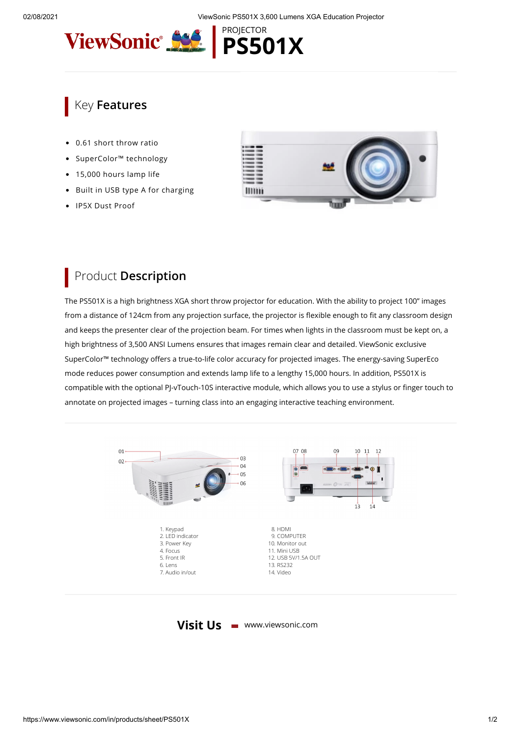PROJECTOR
# PS501X

## Key Features

- 0.61 short throw ratio
- SuperColor™ technology
- 15,000 hours lamp life
- Built in USB type A for charging
- IP5X Dust Proof

## Product Description

The PS501X is a high brightness XGA short throw projector for education. With the ability to project 100" images from a distance of 124cm from any projection surface, the projector is flexible enough to fit any classroom design and keeps the presenter clear of the projection beam. For times when lights in the classroom must be kept on, a high brightness of 3,500 ANSI Lumens ensures that images remain clear and detailed. ViewSonic exclusive SuperColor™ technology offers a true-to-life color accuracy for projected images. The energy-saving SuperEco mode reduces power consumption and extends lamp life to a lengthy 15,000 hours. In addition, PS501X is compatible with the optional PJ-vTouch-10S interactive module, which allows you to use a stylus or finger touch to annotate on projected images – turning class into an engaging interactive teaching environment.

1. Keypad
2. LED indicator
3. Power Key
4. Focus
5. Front IR
6. Lens
7. Audio in/out
8. HDMI
9. COMPUTER
10. Monitor out
11. Mini USB
12. USB 5V/1.5A OUT
13. RS232
14. Video

**Visit Us** www.viewsonic.com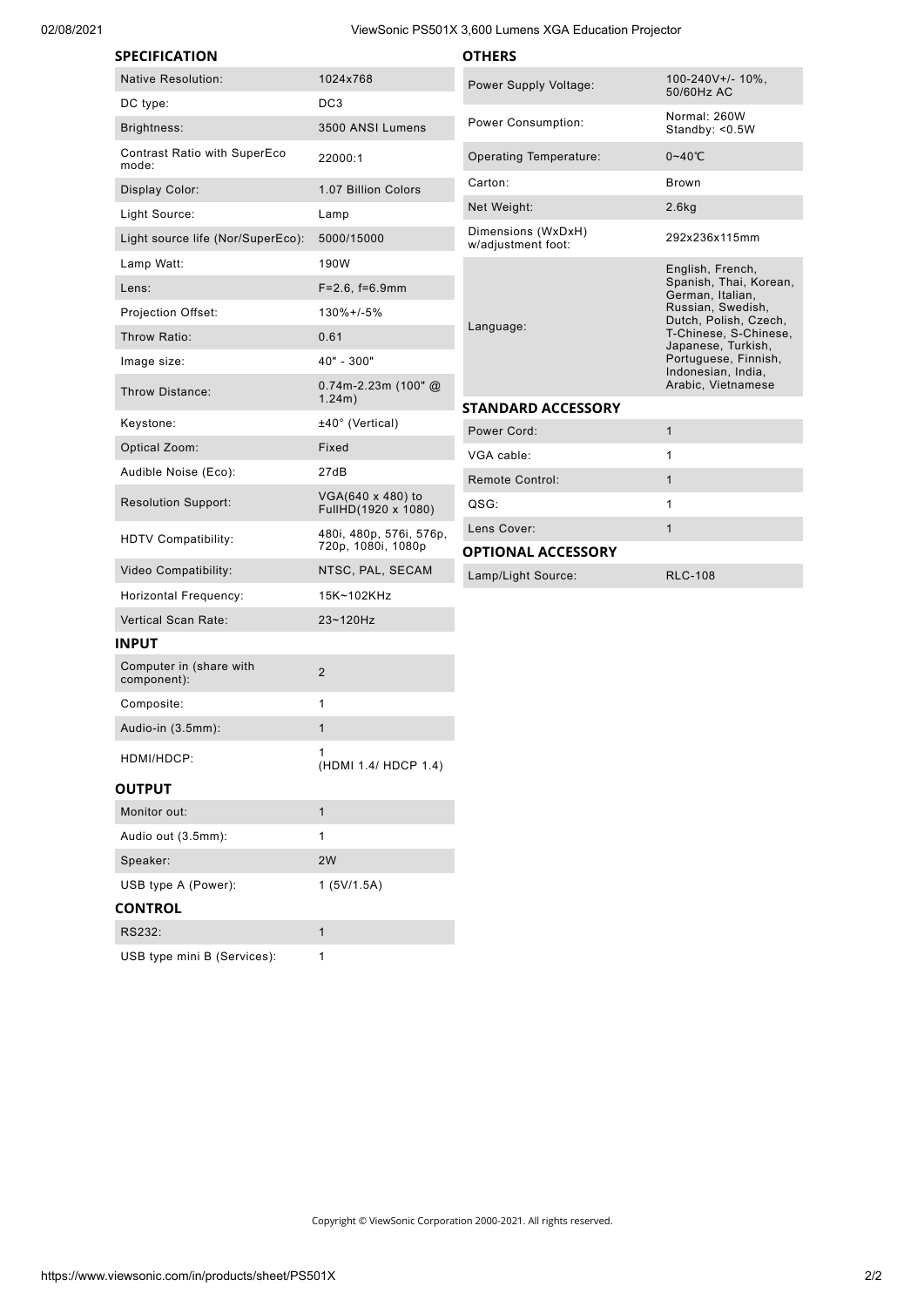## SPECIFICATION

| | |
|---|---|
| Native Resolution: | 1024x768 |
| DC type: | DC3 |
| Brightness: | 3500 ANSI Lumens |
| Contrast Ratio with SuperEco mode: | 22000:1 |
| Display Color: | 1.07 Billion Colors |
| Light Source: | Lamp |
| Light source life (Nor/SuperEco): | 5000/15000 |
| Lamp Watt: | 190W |
| Lens: | F=2.6, f=6.9mm |
| Projection Offset: | 130%+/-5% |
| Throw Ratio: | 0.61 |
| Image size: | 40" - 300" |
| Throw Distance: | 0.74m-2.23m (100" @ 1.24m) |
| Keystone: | ±40° (Vertical) |
| Optical Zoom: | Fixed |
| Audible Noise (Eco): | 27dB |
| Resolution Support: | VGA(640 x 480) to FullHD(1920 x 1080) |
| HDTV Compatibility: | 480i, 480p, 576i, 576p, 720p, 1080i, 1080p |
| Video Compatibility: | NTSC, PAL, SECAM |
| Horizontal Frequency: | 15K~102KHz |
| Vertical Scan Rate: | 23~120Hz |

## INPUT

| | |
|---|---|
| Computer in (share with component): | 2 |
| Composite: | 1 |
| Audio-in (3.5mm): | 1 |
| HDMI/HDCP: | 1 (HDMI 1.4/ HDCP 1.4) |

## OUTPUT

| | |
|---|---|
| Monitor out: | 1 |
| Audio out (3.5mm): | 1 |
| Speaker: | 2W |
| USB type A (Power): | 1 (5V/1.5A) |

## CONTROL

| | |
|---|---|
| RS232: | 1 |
| USB type mini B (Services): | 1 |

## OTHERS

| | |
|---|---|
| Power Supply Voltage: | 100-240V+/- 10%, 50/60Hz AC |
| Power Consumption: | Normal: 260W Standby: <0.5W |
| Operating Temperature: | 0~40℃ |
| Carton: | Brown |
| Net Weight: | 2.6kg |
| Dimensions (WxDxH) w/adjustment foot: | 292x236x115mm |
| Language: | English, French, Spanish, Thai, Korean, German, Italian, Russian, Swedish, Dutch, Polish, Czech, T-Chinese, S-Chinese, Japanese, Turkish, Portuguese, Finnish, Indonesian, India, Arabic, Vietnamese |

## STANDARD ACCESSORY

| | |
|---|---|
| Power Cord: | 1 |
| VGA cable: | 1 |
| Remote Control: | 1 |
| QSG: | 1 |
| Lens Cover: | 1 |

## OPTIONAL ACCESSORY

| | |
|---|---|
| Lamp/Light Source: | RLC-108 |

Copyright © ViewSonic Corporation 2000-2021. All rights reserved.